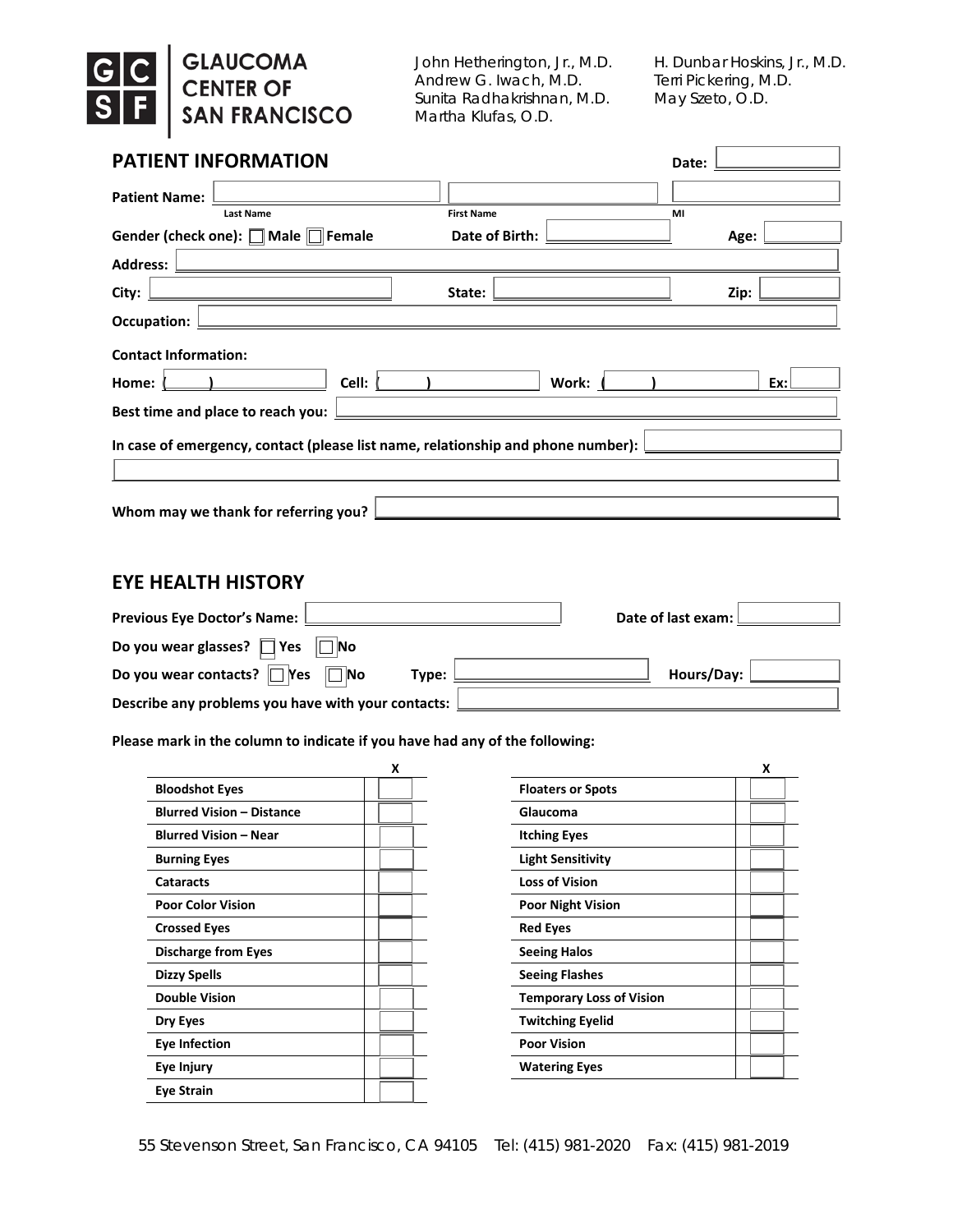**GLAUCOMA CENTER OF SAN FRANCISCO**

John Hetherington, Jr., M.D.
Andrew G. Iwach, M.D.
Sunita Radhakrishnan, M.D.
Martha Klufas, O.D.

H. Dunbar Hoskins, Jr., M.D.
Terri Pickering, M.D.
May Szeto, O.D.

## PATIENT INFORMATION

**Date:** ____________

**Patient Name:** ____________ (Last Name) ____________ (First Name) ____ (MI)

**Gender (check one):** ☐ Male ☐ Female **Date of Birth:** ____________ **Age:** ______

**Address:** ______________________________

**City:** ____________ **State:** ____________ **Zip:** ______

**Occupation:** ______________________________

**Contact Information:**

**Home:** (     ) ____________ **Cell:** (     ) ____________ **Work:** (     ) ____________ **Ex:** ______

**Best time and place to reach you:** ______________________________

**In case of emergency, contact (please list name, relationship and phone number):** ______________________________

**Whom may we thank for referring you?** ______________________________

## EYE HEALTH HISTORY

**Previous Eye Doctor's Name:** ____________ **Date of last exam:** ____________

**Do you wear glasses?** ☐ Yes ☐ No

**Do you wear contacts?** ☐ Yes ☐ No **Type:** ____________ **Hours/Day:** ______

**Describe any problems you have with your contacts:** ______________________________

**Please mark in the column to indicate if you have had any of the following:**

| | X |
|---|---|
| **Bloodshot Eyes** | |
| **Blurred Vision – Distance** | |
| **Blurred Vision – Near** | |
| **Burning Eyes** | |
| **Cataracts** | |
| **Poor Color Vision** | |
| **Crossed Eyes** | |
| **Discharge from Eyes** | |
| **Dizzy Spells** | |
| **Double Vision** | |
| **Dry Eyes** | |
| **Eye Infection** | |
| **Eye Injury** | |
| **Eye Strain** | |

| | X |
|---|---|
| **Floaters or Spots** | |
| **Glaucoma** | |
| **Itching Eyes** | |
| **Light Sensitivity** | |
| **Loss of Vision** | |
| **Poor Night Vision** | |
| **Red Eyes** | |
| **Seeing Halos** | |
| **Seeing Flashes** | |
| **Temporary Loss of Vision** | |
| **Twitching Eyelid** | |
| **Poor Vision** | |
| **Watering Eyes** | |

55 Stevenson Street, San Francisco, CA 94105 Tel: (415) 981-2020 Fax: (415) 981-2019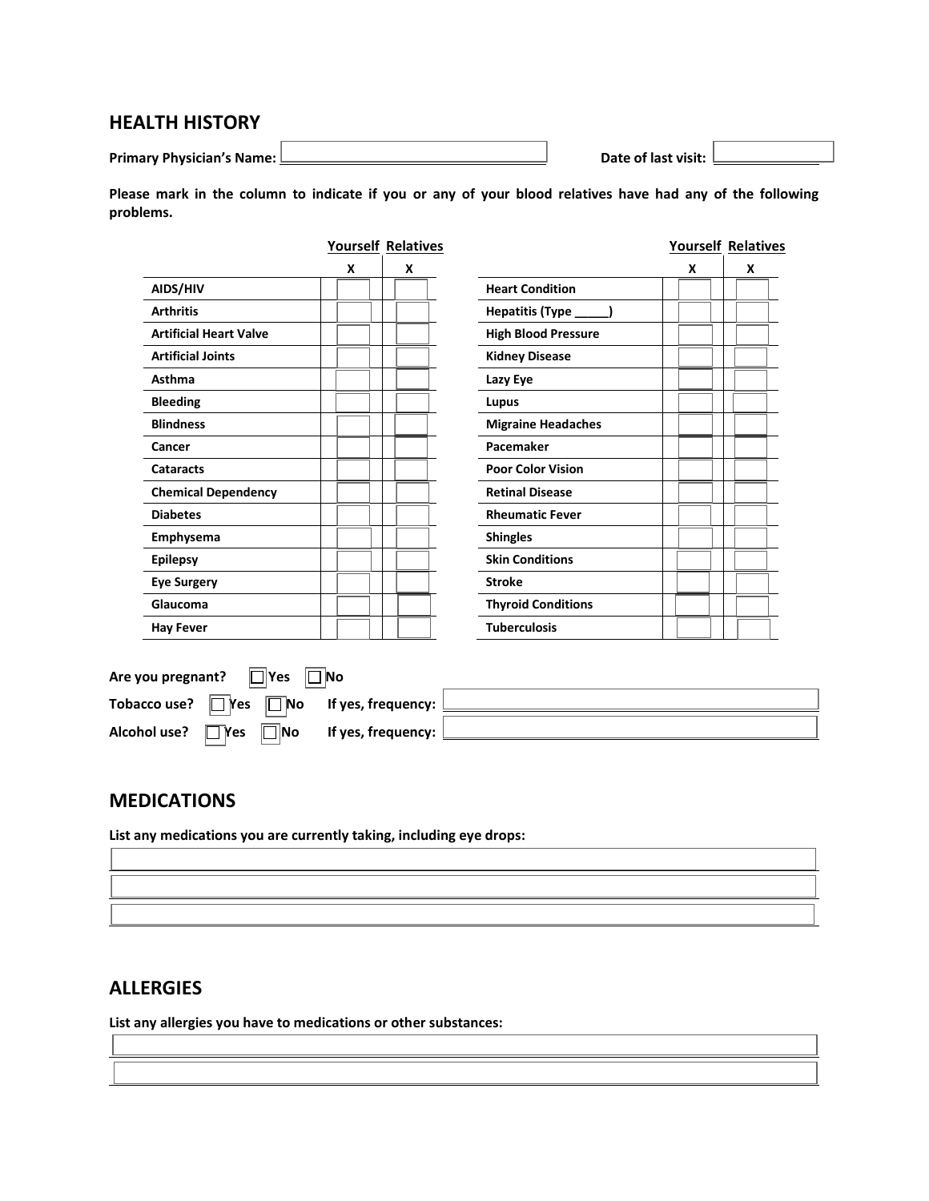## HEALTH HISTORY

**Primary Physician's Name:** \_\_\_\_\_\_\_\_\_\_\_\_\_\_\_\_\_\_\_\_ **Date of last visit:** \_\_\_\_\_\_\_\_\_\_

**Please mark in the column to indicate if you or any of your blood relatives have had any of the following problems.**

| | Yourself X | Relatives X | | Yourself X | Relatives X |
|---|---|---|---|---|---|
| **AIDS/HIV** | | | **Heart Condition** | | |
| **Arthritis** | | | **Hepatitis (Type \_\_\_\_\_)** | | |
| **Artificial Heart Valve** | | | **High Blood Pressure** | | |
| **Artificial Joints** | | | **Kidney Disease** | | |
| **Asthma** | | | **Lazy Eye** | | |
| **Bleeding** | | | **Lupus** | | |
| **Blindness** | | | **Migraine Headaches** | | |
| **Cancer** | | | **Pacemaker** | | |
| **Cataracts** | | | **Poor Color Vision** | | |
| **Chemical Dependency** | | | **Retinal Disease** | | |
| **Diabetes** | | | **Rheumatic Fever** | | |
| **Emphysema** | | | **Shingles** | | |
| **Epilepsy** | | | **Skin Conditions** | | |
| **Eye Surgery** | | | **Stroke** | | |
| **Glaucoma** | | | **Thyroid Conditions** | | |
| **Hay Fever** | | | **Tuberculosis** | | |

**Are you pregnant?** ☐ **Yes** ☐ **No**

**Tobacco use?** ☐ **Yes** ☐ **No** **If yes, frequency:** \_\_\_\_\_\_\_\_\_\_\_\_\_\_\_\_\_\_\_\_

**Alcohol use?** ☐ **Yes** ☐ **No** **If yes, frequency:** \_\_\_\_\_\_\_\_\_\_\_\_\_\_\_\_\_\_\_\_

## MEDICATIONS

**List any medications you are currently taking, including eye drops:**

\_\_\_\_\_\_\_\_\_\_\_\_\_\_\_\_\_\_\_\_\_\_\_\_\_\_\_\_\_\_\_\_\_\_\_\_\_\_\_\_

\_\_\_\_\_\_\_\_\_\_\_\_\_\_\_\_\_\_\_\_\_\_\_\_\_\_\_\_\_\_\_\_\_\_\_\_\_\_\_\_

\_\_\_\_\_\_\_\_\_\_\_\_\_\_\_\_\_\_\_\_\_\_\_\_\_\_\_\_\_\_\_\_\_\_\_\_\_\_\_\_

## ALLERGIES

**List any allergies you have to medications or other substances:**

\_\_\_\_\_\_\_\_\_\_\_\_\_\_\_\_\_\_\_\_\_\_\_\_\_\_\_\_\_\_\_\_\_\_\_\_\_\_\_\_

\_\_\_\_\_\_\_\_\_\_\_\_\_\_\_\_\_\_\_\_\_\_\_\_\_\_\_\_\_\_\_\_\_\_\_\_\_\_\_\_